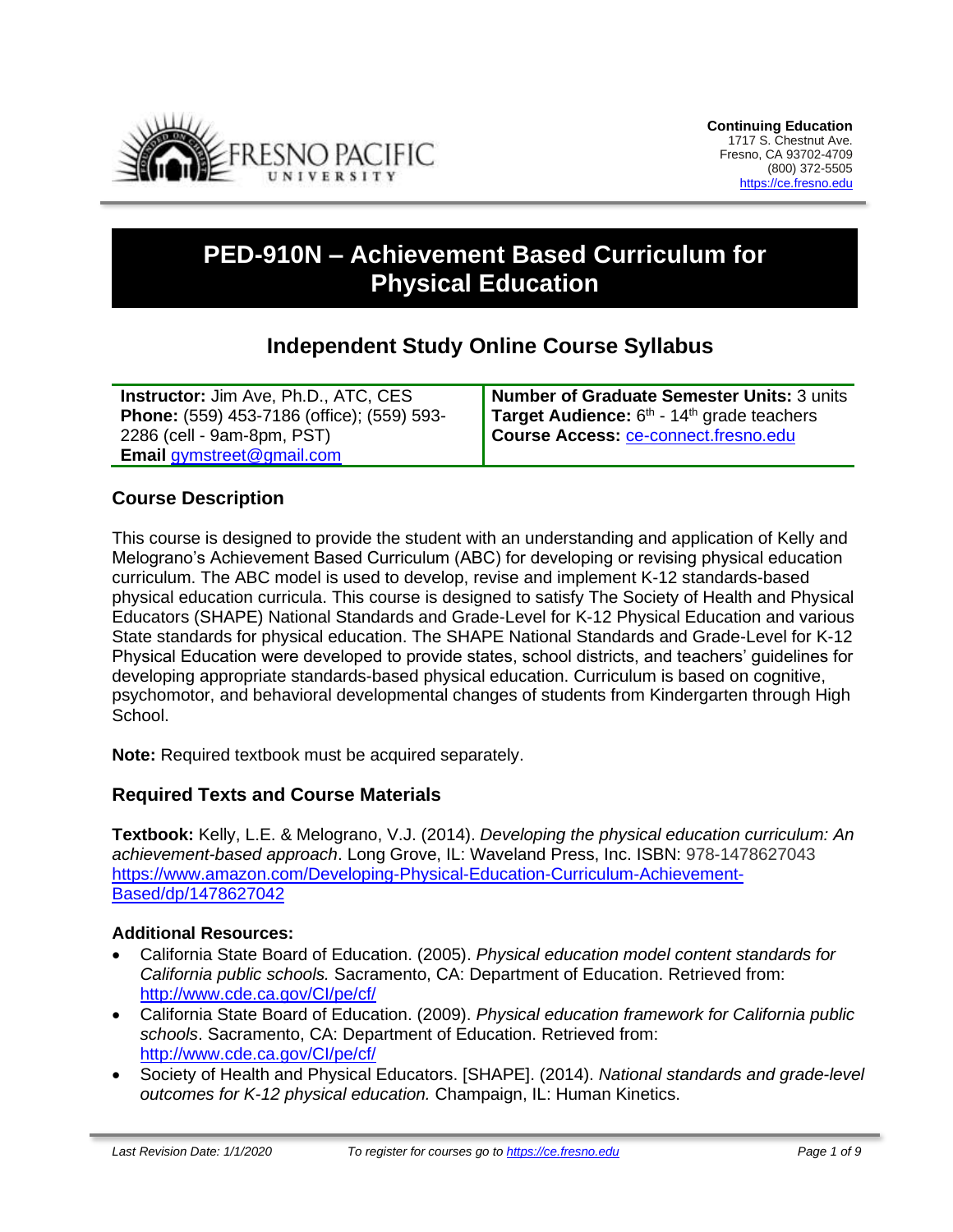**Continuing Education**
1717 S. Chestnut Ave.
Fresno, CA 93702-4709
(800) 372-5505
https://ce.fresno.edu

# PED-910N – Achievement Based Curriculum for Physical Education

## Independent Study Online Course Syllabus

| | |
|---|---|
| **Instructor:** Jim Ave, Ph.D., ATC, CES<br>**Phone:** (559) 453-7186 (office); (559) 593-2286 (cell - 9am-8pm, PST)<br>**Email** gymstreet@gmail.com | **Number of Graduate Semester Units:** 3 units<br>**Target Audience:** 6th - 14th grade teachers<br>**Course Access:** ce-connect.fresno.edu |

### Course Description

This course is designed to provide the student with an understanding and application of Kelly and Melograno's Achievement Based Curriculum (ABC) for developing or revising physical education curriculum. The ABC model is used to develop, revise and implement K-12 standards-based physical education curricula. This course is designed to satisfy The Society of Health and Physical Educators (SHAPE) National Standards and Grade-Level for K-12 Physical Education and various State standards for physical education. The SHAPE National Standards and Grade-Level for K-12 Physical Education were developed to provide states, school districts, and teachers' guidelines for developing appropriate standards-based physical education. Curriculum is based on cognitive, psychomotor, and behavioral developmental changes of students from Kindergarten through High School.

**Note:** Required textbook must be acquired separately.

### Required Texts and Course Materials

**Textbook:** Kelly, L.E. & Melograno, V.J. (2014). *Developing the physical education curriculum: An achievement-based approach*. Long Grove, IL: Waveland Press, Inc. ISBN: 978-1478627043 https://www.amazon.com/Developing-Physical-Education-Curriculum-Achievement-Based/dp/1478627042

**Additional Resources:**

- California State Board of Education. (2005). *Physical education model content standards for California public schools.* Sacramento, CA: Department of Education. Retrieved from: http://www.cde.ca.gov/CI/pe/cf/
- California State Board of Education. (2009). *Physical education framework for California public schools*. Sacramento, CA: Department of Education. Retrieved from: http://www.cde.ca.gov/CI/pe/cf/
- Society of Health and Physical Educators. [SHAPE]. (2014). *National standards and grade-level outcomes for K-12 physical education.* Champaign, IL: Human Kinetics.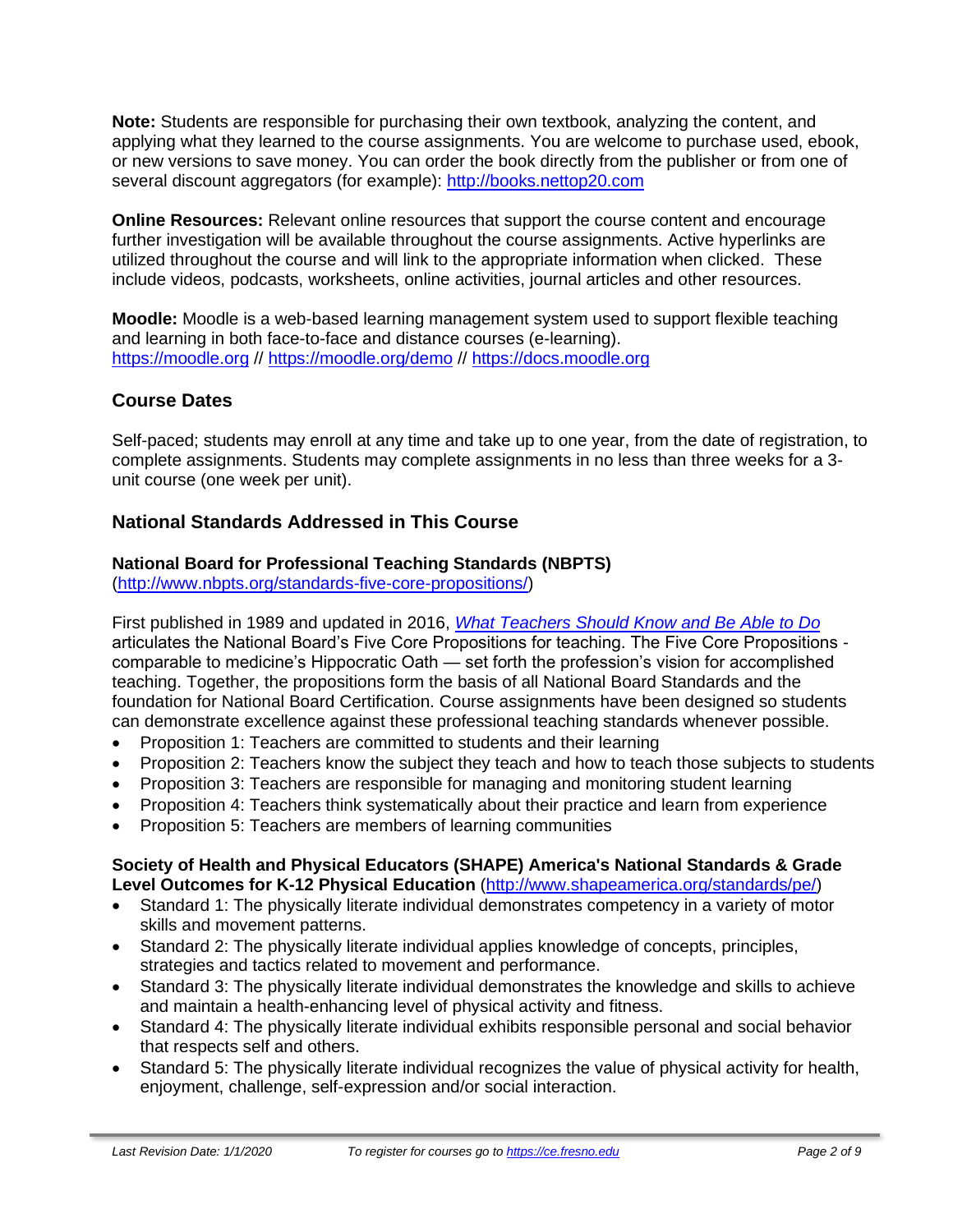**Note:** Students are responsible for purchasing their own textbook, analyzing the content, and applying what they learned to the course assignments. You are welcome to purchase used, ebook, or new versions to save money. You can order the book directly from the publisher or from one of several discount aggregators (for example): http://books.nettop20.com

**Online Resources:** Relevant online resources that support the course content and encourage further investigation will be available throughout the course assignments. Active hyperlinks are utilized throughout the course and will link to the appropriate information when clicked. These include videos, podcasts, worksheets, online activities, journal articles and other resources.

**Moodle:** Moodle is a web-based learning management system used to support flexible teaching and learning in both face-to-face and distance courses (e-learning). https://moodle.org // https://moodle.org/demo // https://docs.moodle.org

## Course Dates

Self-paced; students may enroll at any time and take up to one year, from the date of registration, to complete assignments. Students may complete assignments in no less than three weeks for a 3-unit course (one week per unit).

## National Standards Addressed in This Course

**National Board for Professional Teaching Standards (NBPTS)**
(http://www.nbpts.org/standards-five-core-propositions/)

First published in 1989 and updated in 2016, *What Teachers Should Know and Be Able to Do* articulates the National Board's Five Core Propositions for teaching. The Five Core Propositions - comparable to medicine's Hippocratic Oath — set forth the profession's vision for accomplished teaching. Together, the propositions form the basis of all National Board Standards and the foundation for National Board Certification. Course assignments have been designed so students can demonstrate excellence against these professional teaching standards whenever possible.

- Proposition 1: Teachers are committed to students and their learning
- Proposition 2: Teachers know the subject they teach and how to teach those subjects to students
- Proposition 3: Teachers are responsible for managing and monitoring student learning
- Proposition 4: Teachers think systematically about their practice and learn from experience
- Proposition 5: Teachers are members of learning communities

**Society of Health and Physical Educators (SHAPE) America's National Standards & Grade Level Outcomes for K-12 Physical Education** (http://www.shapeamerica.org/standards/pe/)

- Standard 1: The physically literate individual demonstrates competency in a variety of motor skills and movement patterns.
- Standard 2: The physically literate individual applies knowledge of concepts, principles, strategies and tactics related to movement and performance.
- Standard 3: The physically literate individual demonstrates the knowledge and skills to achieve and maintain a health-enhancing level of physical activity and fitness.
- Standard 4: The physically literate individual exhibits responsible personal and social behavior that respects self and others.
- Standard 5: The physically literate individual recognizes the value of physical activity for health, enjoyment, challenge, self-expression and/or social interaction.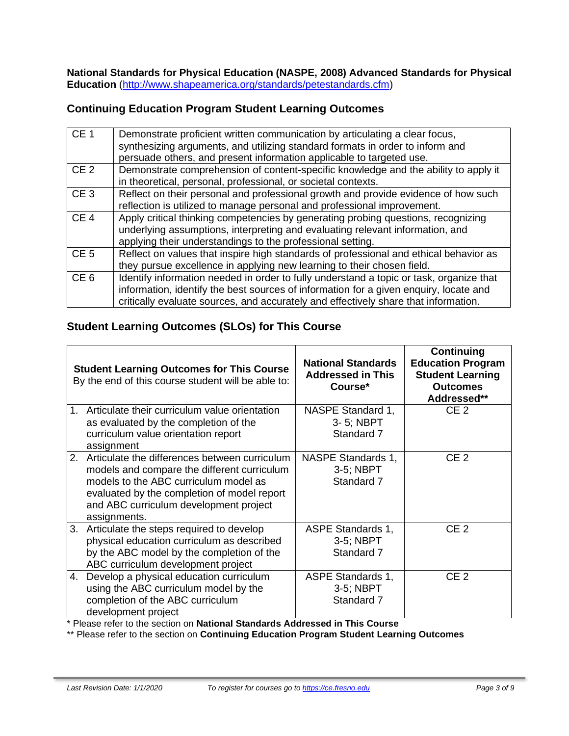**National Standards for Physical Education (NASPE, 2008) Advanced Standards for Physical Education** (http://www.shapeamerica.org/standards/petestandards.cfm)

## Continuing Education Program Student Learning Outcomes

| | |
|---|---|
| CE 1 | Demonstrate proficient written communication by articulating a clear focus, synthesizing arguments, and utilizing standard formats in order to inform and persuade others, and present information applicable to targeted use. |
| CE 2 | Demonstrate comprehension of content-specific knowledge and the ability to apply it in theoretical, personal, professional, or societal contexts. |
| CE 3 | Reflect on their personal and professional growth and provide evidence of how such reflection is utilized to manage personal and professional improvement. |
| CE 4 | Apply critical thinking competencies by generating probing questions, recognizing underlying assumptions, interpreting and evaluating relevant information, and applying their understandings to the professional setting. |
| CE 5 | Reflect on values that inspire high standards of professional and ethical behavior as they pursue excellence in applying new learning to their chosen field. |
| CE 6 | Identify information needed in order to fully understand a topic or task, organize that information, identify the best sources of information for a given enquiry, locate and critically evaluate sources, and accurately and effectively share that information. |

## Student Learning Outcomes (SLOs) for This Course

| **Student Learning Outcomes for This Course** By the end of this course student will be able to: | **National Standards Addressed in This Course*** | **Continuing Education Program Student Learning Outcomes Addressed**** |
|---|---|---|
| 1. Articulate their curriculum value orientation as evaluated by the completion of the curriculum value orientation report assignment | NASPE Standard 1, 3- 5; NBPT Standard 7 | CE 2 |
| 2. Articulate the differences between curriculum models and compare the different curriculum models to the ABC curriculum model as evaluated by the completion of model report and ABC curriculum development project assignments. | NASPE Standards 1, 3-5; NBPT Standard 7 | CE 2 |
| 3. Articulate the steps required to develop physical education curriculum as described by the ABC model by the completion of the ABC curriculum development project | ASPE Standards 1, 3-5; NBPT Standard 7 | CE 2 |
| 4. Develop a physical education curriculum using the ABC curriculum model by the completion of the ABC curriculum development project | ASPE Standards 1, 3-5; NBPT Standard 7 | CE 2 |

\* Please refer to the section on **National Standards Addressed in This Course**

\** Please refer to the section on **Continuing Education Program Student Learning Outcomes**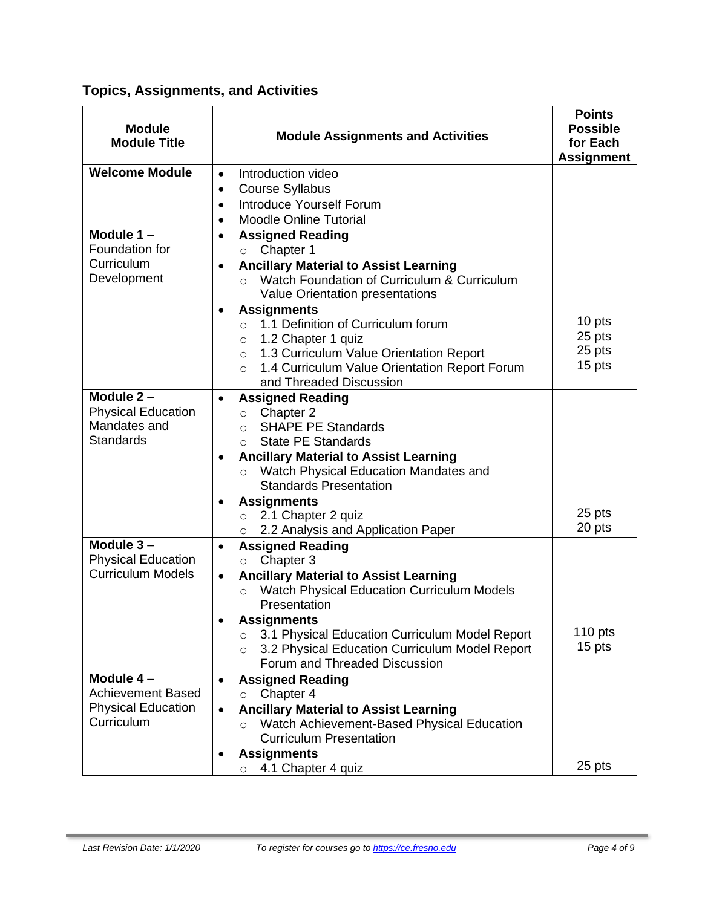## Topics, Assignments, and Activities

| Module Module Title | Module Assignments and Activities | Points Possible for Each Assignment |
|---|---|---|
| **Welcome Module** | • Introduction video<br>• Course Syllabus<br>• Introduce Yourself Forum<br>• Moodle Online Tutorial | |
| **Module 1** – Foundation for Curriculum Development | • **Assigned Reading**<br>  ○ Chapter 1<br>• **Ancillary Material to Assist Learning**<br>  ○ Watch Foundation of Curriculum & Curriculum Value Orientation presentations<br>• **Assignments**<br>  ○ 1.1 Definition of Curriculum forum<br>  ○ 1.2 Chapter 1 quiz<br>  ○ 1.3 Curriculum Value Orientation Report<br>  ○ 1.4 Curriculum Value Orientation Report Forum and Threaded Discussion | 10 pts<br>25 pts<br>25 pts<br>15 pts |
| **Module 2** – Physical Education Mandates and Standards | • **Assigned Reading**<br>  ○ Chapter 2<br>  ○ SHAPE PE Standards<br>  ○ State PE Standards<br>• **Ancillary Material to Assist Learning**<br>  ○ Watch Physical Education Mandates and Standards Presentation<br>• **Assignments**<br>  ○ 2.1 Chapter 2 quiz<br>  ○ 2.2 Analysis and Application Paper | 25 pts<br>20 pts |
| **Module 3** – Physical Education Curriculum Models | • **Assigned Reading**<br>  ○ Chapter 3<br>• **Ancillary Material to Assist Learning**<br>  ○ Watch Physical Education Curriculum Models Presentation<br>• **Assignments**<br>  ○ 3.1 Physical Education Curriculum Model Report<br>  ○ 3.2 Physical Education Curriculum Model Report Forum and Threaded Discussion | 110 pts<br>15 pts |
| **Module 4** – Achievement Based Physical Education Curriculum | • **Assigned Reading**<br>  ○ Chapter 4<br>• **Ancillary Material to Assist Learning**<br>  ○ Watch Achievement-Based Physical Education Curriculum Presentation<br>• **Assignments**<br>  ○ 4.1 Chapter 4 quiz | 25 pts |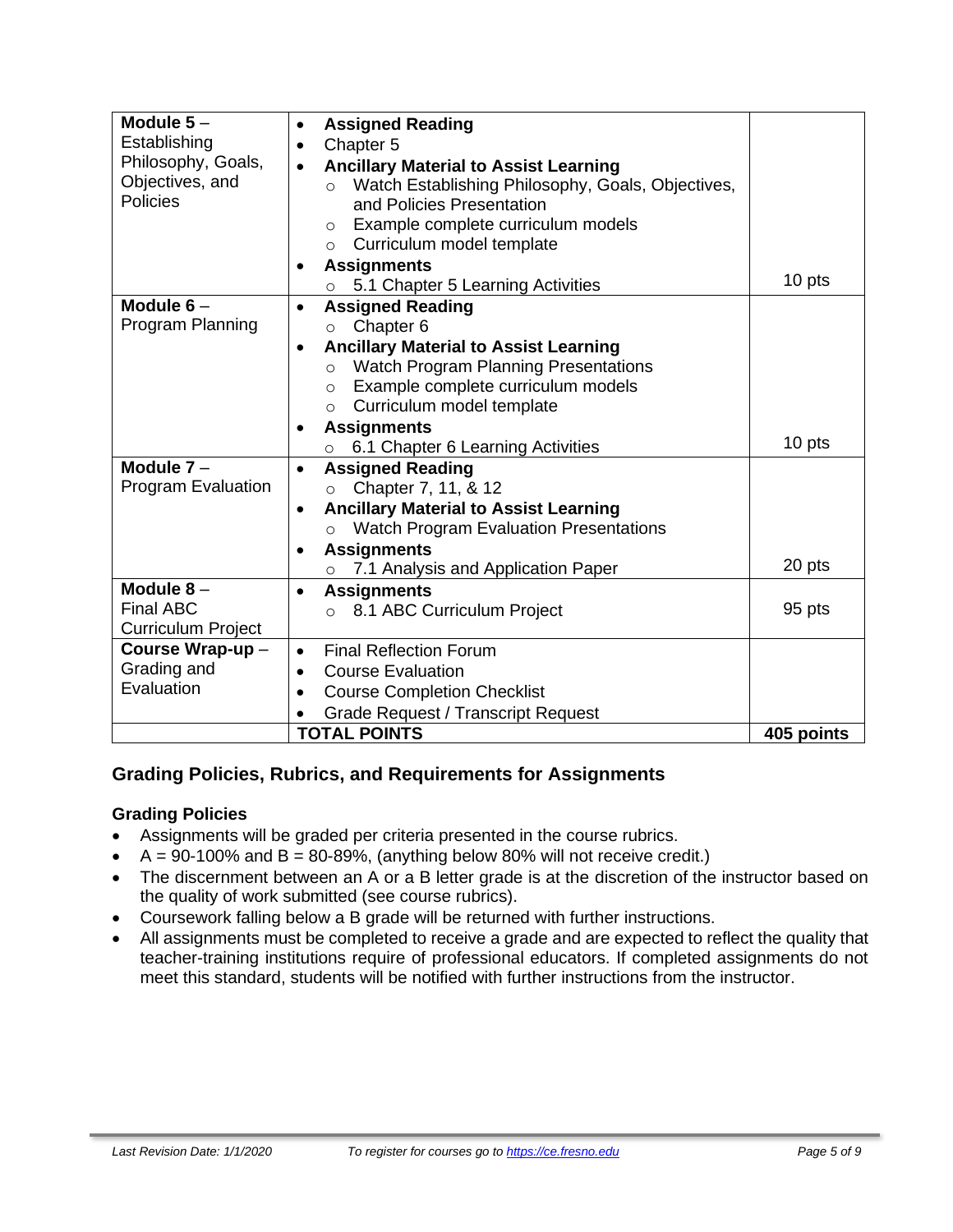| | | |
|---|---|---|
| **Module 5** – Establishing Philosophy, Goals, Objectives, and Policies | • **Assigned Reading**<br>• Chapter 5<br>• **Ancillary Material to Assist Learning**<br>  ○ Watch Establishing Philosophy, Goals, Objectives, and Policies Presentation<br>  ○ Example complete curriculum models<br>  ○ Curriculum model template<br>• **Assignments**<br>  ○ 5.1 Chapter 5 Learning Activities | 10 pts |
| **Module 6** – Program Planning | • **Assigned Reading**<br>  ○ Chapter 6<br>• **Ancillary Material to Assist Learning**<br>  ○ Watch Program Planning Presentations<br>  ○ Example complete curriculum models<br>  ○ Curriculum model template<br>• **Assignments**<br>  ○ 6.1 Chapter 6 Learning Activities | 10 pts |
| **Module 7** – Program Evaluation | • **Assigned Reading**<br>  ○ Chapter 7, 11, & 12<br>• **Ancillary Material to Assist Learning**<br>  ○ Watch Program Evaluation Presentations<br>• **Assignments**<br>  ○ 7.1 Analysis and Application Paper | 20 pts |
| **Module 8** – Final ABC Curriculum Project | • **Assignments**<br>  ○ 8.1 ABC Curriculum Project | 95 pts |
| **Course Wrap-up** – Grading and Evaluation | • Final Reflection Forum<br>• Course Evaluation<br>• Course Completion Checklist<br>• Grade Request / Transcript Request | |
| | **TOTAL POINTS** | **405 points** |

## Grading Policies, Rubrics, and Requirements for Assignments

### Grading Policies

- Assignments will be graded per criteria presented in the course rubrics.
- A = 90-100% and B = 80-89%, (anything below 80% will not receive credit.)
- The discernment between an A or a B letter grade is at the discretion of the instructor based on the quality of work submitted (see course rubrics).
- Coursework falling below a B grade will be returned with further instructions.
- All assignments must be completed to receive a grade and are expected to reflect the quality that teacher-training institutions require of professional educators. If completed assignments do not meet this standard, students will be notified with further instructions from the instructor.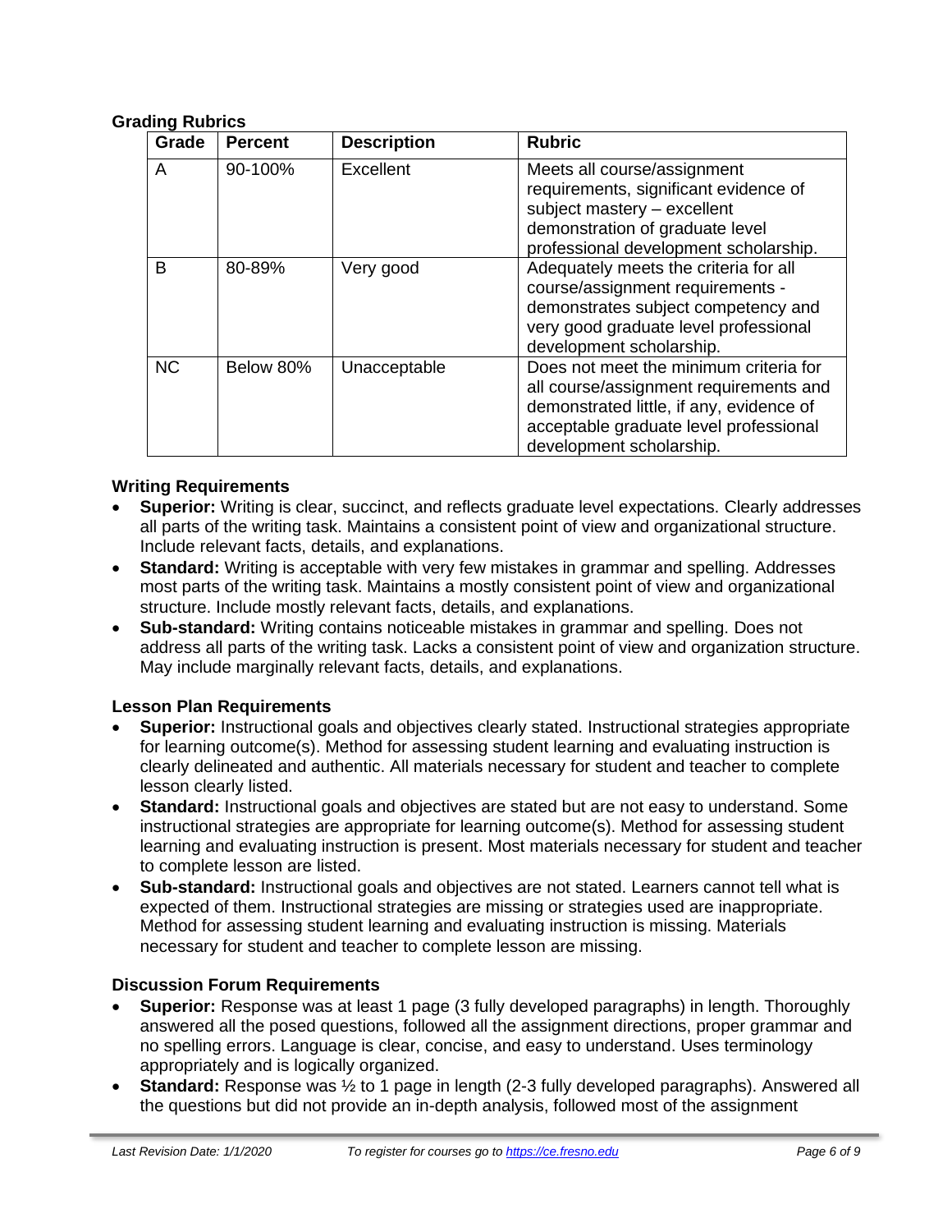**Grading Rubrics**

| Grade | Percent | Description | Rubric |
|---|---|---|---|
| A | 90-100% | Excellent | Meets all course/assignment requirements, significant evidence of subject mastery – excellent demonstration of graduate level professional development scholarship. |
| B | 80-89% | Very good | Adequately meets the criteria for all course/assignment requirements - demonstrates subject competency and very good graduate level professional development scholarship. |
| NC | Below 80% | Unacceptable | Does not meet the minimum criteria for all course/assignment requirements and demonstrated little, if any, evidence of acceptable graduate level professional development scholarship. |

**Writing Requirements**

- **Superior:** Writing is clear, succinct, and reflects graduate level expectations. Clearly addresses all parts of the writing task. Maintains a consistent point of view and organizational structure. Include relevant facts, details, and explanations.
- **Standard:** Writing is acceptable with very few mistakes in grammar and spelling. Addresses most parts of the writing task. Maintains a mostly consistent point of view and organizational structure. Include mostly relevant facts, details, and explanations.
- **Sub-standard:** Writing contains noticeable mistakes in grammar and spelling. Does not address all parts of the writing task. Lacks a consistent point of view and organization structure. May include marginally relevant facts, details, and explanations.

**Lesson Plan Requirements**

- **Superior:** Instructional goals and objectives clearly stated. Instructional strategies appropriate for learning outcome(s). Method for assessing student learning and evaluating instruction is clearly delineated and authentic. All materials necessary for student and teacher to complete lesson clearly listed.
- **Standard:** Instructional goals and objectives are stated but are not easy to understand. Some instructional strategies are appropriate for learning outcome(s). Method for assessing student learning and evaluating instruction is present. Most materials necessary for student and teacher to complete lesson are listed.
- **Sub-standard:** Instructional goals and objectives are not stated. Learners cannot tell what is expected of them. Instructional strategies are missing or strategies used are inappropriate. Method for assessing student learning and evaluating instruction is missing. Materials necessary for student and teacher to complete lesson are missing.

**Discussion Forum Requirements**

- **Superior:** Response was at least 1 page (3 fully developed paragraphs) in length. Thoroughly answered all the posed questions, followed all the assignment directions, proper grammar and no spelling errors. Language is clear, concise, and easy to understand. Uses terminology appropriately and is logically organized.
- **Standard:** Response was ½ to 1 page in length (2-3 fully developed paragraphs). Answered all the questions but did not provide an in-depth analysis, followed most of the assignment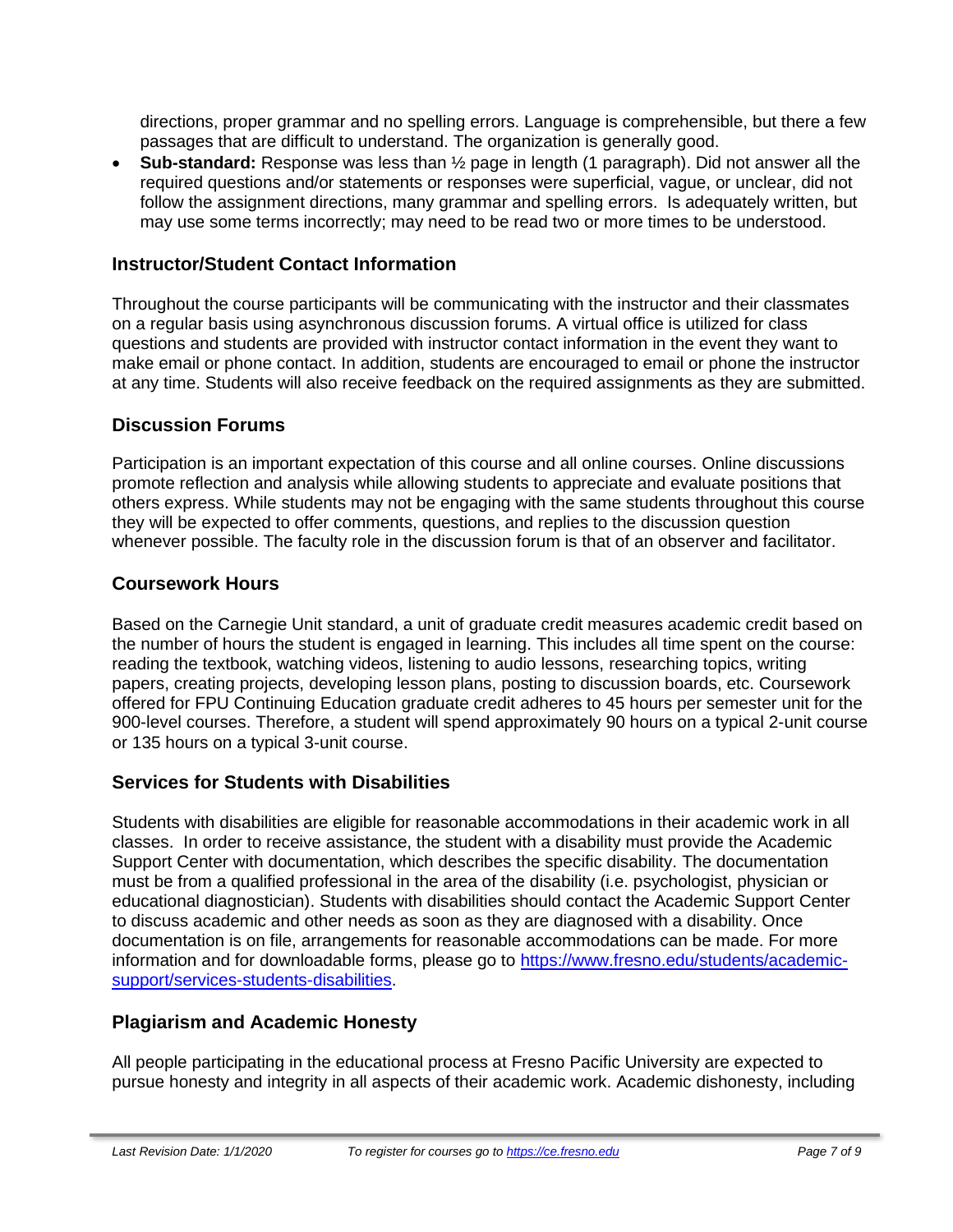directions, proper grammar and no spelling errors. Language is comprehensible, but there a few passages that are difficult to understand. The organization is generally good.

- **Sub-standard:** Response was less than ½ page in length (1 paragraph). Did not answer all the required questions and/or statements or responses were superficial, vague, or unclear, did not follow the assignment directions, many grammar and spelling errors. Is adequately written, but may use some terms incorrectly; may need to be read two or more times to be understood.

## Instructor/Student Contact Information

Throughout the course participants will be communicating with the instructor and their classmates on a regular basis using asynchronous discussion forums. A virtual office is utilized for class questions and students are provided with instructor contact information in the event they want to make email or phone contact. In addition, students are encouraged to email or phone the instructor at any time. Students will also receive feedback on the required assignments as they are submitted.

## Discussion Forums

Participation is an important expectation of this course and all online courses. Online discussions promote reflection and analysis while allowing students to appreciate and evaluate positions that others express. While students may not be engaging with the same students throughout this course they will be expected to offer comments, questions, and replies to the discussion question whenever possible. The faculty role in the discussion forum is that of an observer and facilitator.

## Coursework Hours

Based on the Carnegie Unit standard, a unit of graduate credit measures academic credit based on the number of hours the student is engaged in learning. This includes all time spent on the course: reading the textbook, watching videos, listening to audio lessons, researching topics, writing papers, creating projects, developing lesson plans, posting to discussion boards, etc. Coursework offered for FPU Continuing Education graduate credit adheres to 45 hours per semester unit for the 900-level courses. Therefore, a student will spend approximately 90 hours on a typical 2-unit course or 135 hours on a typical 3-unit course.

## Services for Students with Disabilities

Students with disabilities are eligible for reasonable accommodations in their academic work in all classes. In order to receive assistance, the student with a disability must provide the Academic Support Center with documentation, which describes the specific disability. The documentation must be from a qualified professional in the area of the disability (i.e. psychologist, physician or educational diagnostician). Students with disabilities should contact the Academic Support Center to discuss academic and other needs as soon as they are diagnosed with a disability. Once documentation is on file, arrangements for reasonable accommodations can be made. For more information and for downloadable forms, please go to [https://www.fresno.edu/students/academic-support/services-students-disabilities](https://www.fresno.edu/students/academic-support/services-students-disabilities).

## Plagiarism and Academic Honesty

All people participating in the educational process at Fresno Pacific University are expected to pursue honesty and integrity in all aspects of their academic work. Academic dishonesty, including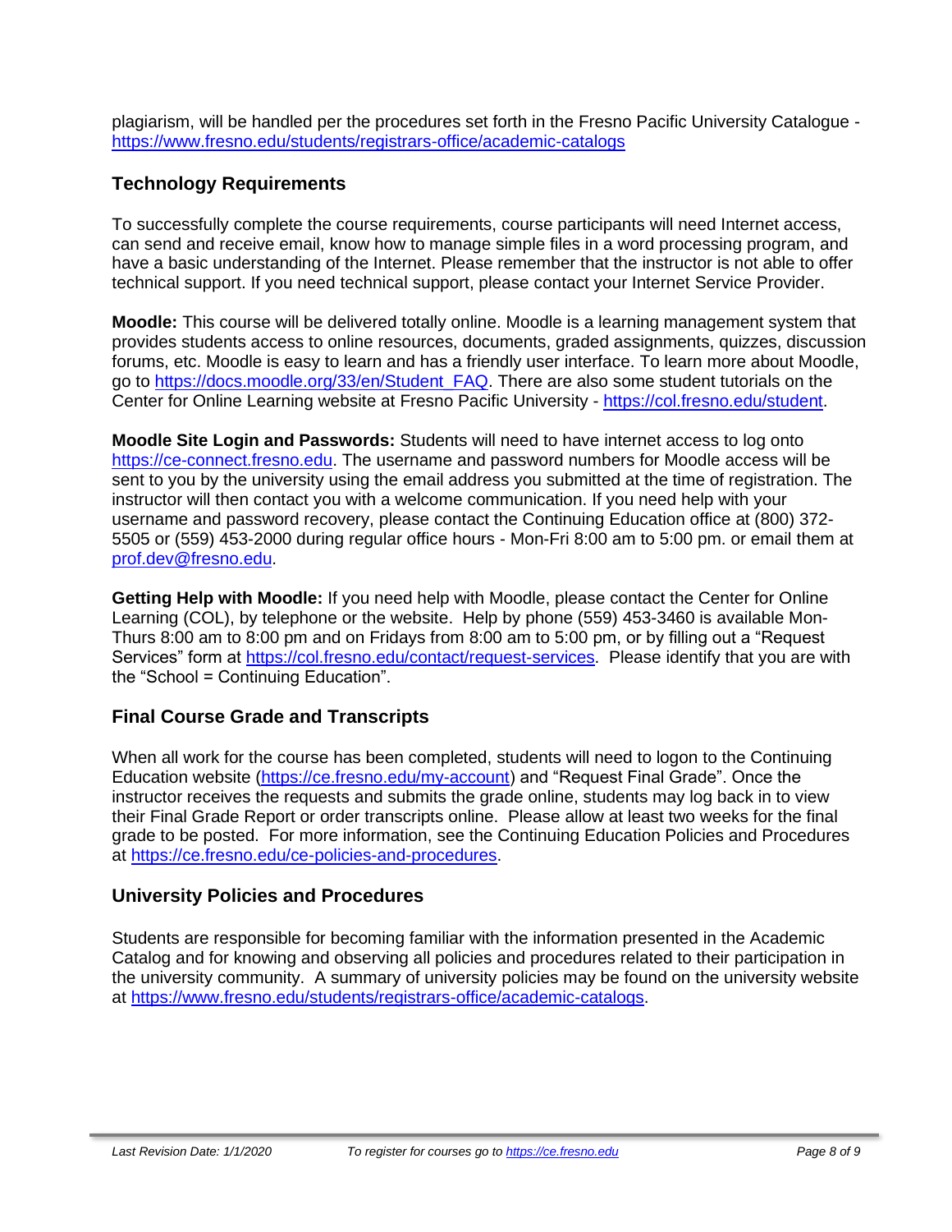plagiarism, will be handled per the procedures set forth in the Fresno Pacific University Catalogue - https://www.fresno.edu/students/registrars-office/academic-catalogs

## Technology Requirements

To successfully complete the course requirements, course participants will need Internet access, can send and receive email, know how to manage simple files in a word processing program, and have a basic understanding of the Internet. Please remember that the instructor is not able to offer technical support. If you need technical support, please contact your Internet Service Provider.

**Moodle:** This course will be delivered totally online. Moodle is a learning management system that provides students access to online resources, documents, graded assignments, quizzes, discussion forums, etc. Moodle is easy to learn and has a friendly user interface. To learn more about Moodle, go to https://docs.moodle.org/33/en/Student_FAQ. There are also some student tutorials on the Center for Online Learning website at Fresno Pacific University - https://col.fresno.edu/student.

**Moodle Site Login and Passwords:** Students will need to have internet access to log onto https://ce-connect.fresno.edu. The username and password numbers for Moodle access will be sent to you by the university using the email address you submitted at the time of registration. The instructor will then contact you with a welcome communication. If you need help with your username and password recovery, please contact the Continuing Education office at (800) 372-5505 or (559) 453-2000 during regular office hours - Mon-Fri 8:00 am to 5:00 pm. or email them at prof.dev@fresno.edu.

**Getting Help with Moodle:** If you need help with Moodle, please contact the Center for Online Learning (COL), by telephone or the website. Help by phone (559) 453-3460 is available Mon-Thurs 8:00 am to 8:00 pm and on Fridays from 8:00 am to 5:00 pm, or by filling out a "Request Services" form at https://col.fresno.edu/contact/request-services. Please identify that you are with the "School = Continuing Education".

## Final Course Grade and Transcripts

When all work for the course has been completed, students will need to logon to the Continuing Education website (https://ce.fresno.edu/my-account) and "Request Final Grade". Once the instructor receives the requests and submits the grade online, students may log back in to view their Final Grade Report or order transcripts online. Please allow at least two weeks for the final grade to be posted. For more information, see the Continuing Education Policies and Procedures at https://ce.fresno.edu/ce-policies-and-procedures.

## University Policies and Procedures

Students are responsible for becoming familiar with the information presented in the Academic Catalog and for knowing and observing all policies and procedures related to their participation in the university community. A summary of university policies may be found on the university website at https://www.fresno.edu/students/registrars-office/academic-catalogs.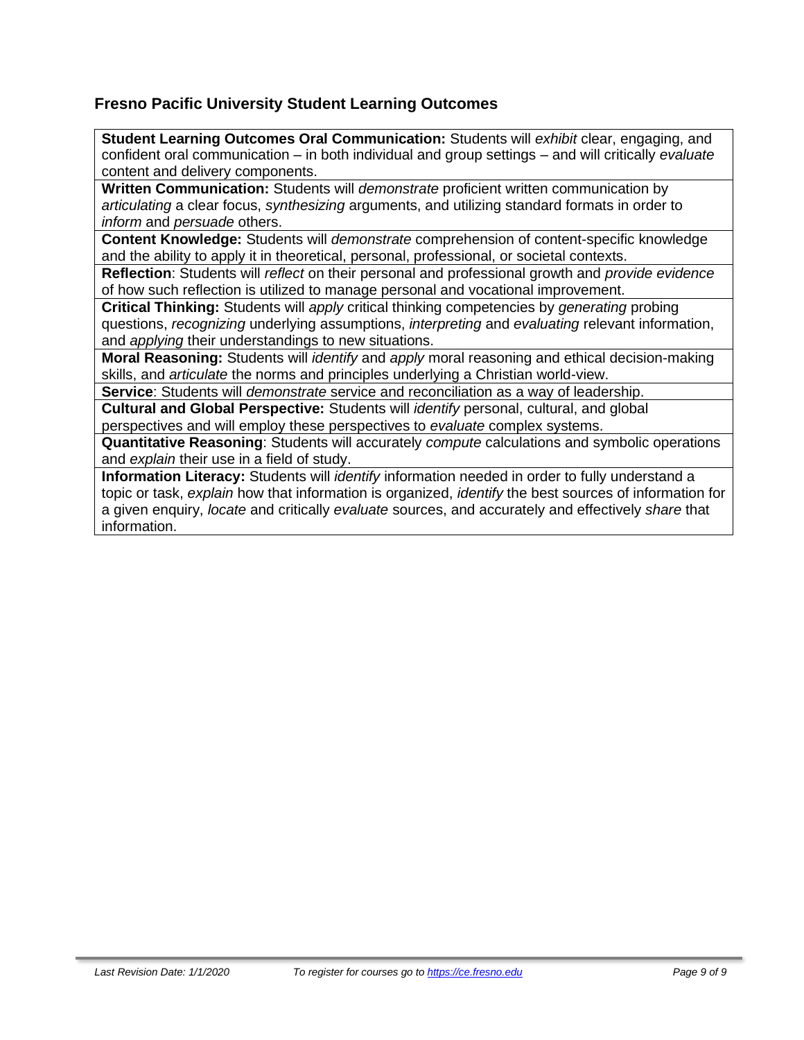## Fresno Pacific University Student Learning Outcomes

| |
|---|
| **Student Learning Outcomes Oral Communication:** Students will *exhibit* clear, engaging, and confident oral communication – in both individual and group settings – and will critically *evaluate* content and delivery components. |
| **Written Communication:** Students will *demonstrate* proficient written communication by *articulating* a clear focus, *synthesizing* arguments, and utilizing standard formats in order to *inform* and *persuade* others. |
| **Content Knowledge:** Students will *demonstrate* comprehension of content-specific knowledge and the ability to apply it in theoretical, personal, professional, or societal contexts. |
| **Reflection**: Students will *reflect* on their personal and professional growth and *provide evidence* of how such reflection is utilized to manage personal and vocational improvement. |
| **Critical Thinking:** Students will *apply* critical thinking competencies by *generating* probing questions, *recognizing* underlying assumptions, *interpreting* and *evaluating* relevant information, and *applying* their understandings to new situations. |
| **Moral Reasoning:** Students will *identify* and *apply* moral reasoning and ethical decision-making skills, and *articulate* the norms and principles underlying a Christian world-view. |
| **Service**: Students will *demonstrate* service and reconciliation as a way of leadership. |
| **Cultural and Global Perspective:** Students will *identify* personal, cultural, and global perspectives and will employ these perspectives to *evaluate* complex systems. |
| **Quantitative Reasoning**: Students will accurately *compute* calculations and symbolic operations and *explain* their use in a field of study. |
| **Information Literacy:** Students will *identify* information needed in order to fully understand a topic or task, *explain* how that information is organized, *identify* the best sources of information for a given enquiry, *locate* and critically *evaluate* sources, and accurately and effectively *share* that information. |